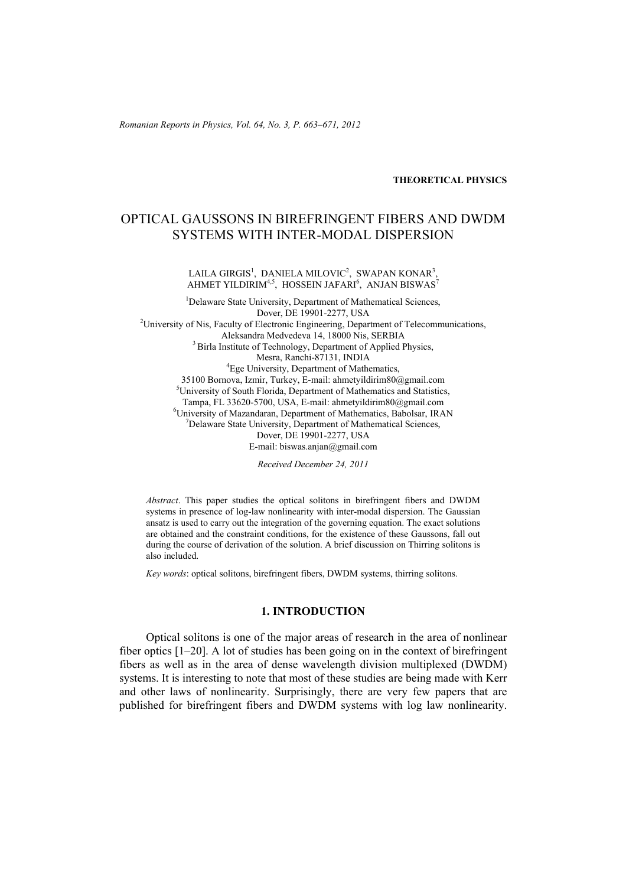**THEORETICAL PHYSICS**

# OPTICAL GAUSSONS IN BIREFRINGENT FIBERS AND DWDM SYSTEMS WITH INTER-MODAL DISPERSION

LAILA GIRGIS[1], DANIELA MILOVIC[2], SWAPAN KONAR[3], AHMET YILDIRIM[4,5], HOSSEIN JAFARI[6], ANJAN BISWAS[7]

[1]Delaware State University, Department of Mathematical Sciences, Dover, DE 19901-2277, USA

[2]University of Nis, Faculty of Electronic Engineering, Department of Telecommunications, Aleksandra Medvedeva 14, 18000 Nis, SERBIA

[3]Birla Institute of Technology, Department of Applied Physics, Mesra, Ranchi-87131, INDIA

[4]Ege University, Department of Mathematics, 35100 Bornova, Izmir, Turkey, E-mail: ahmetyildirim80@gmail.com

[5]University of South Florida, Department of Mathematics and Statistics, Tampa, FL 33620-5700, USA, E-mail: ahmetyildirim80@gmail.com

[6]University of Mazandaran, Department of Mathematics, Babolsar, IRAN

[7]Delaware State University, Department of Mathematical Sciences, Dover, DE 19901-2277, USA
E-mail: biswas.anjan@gmail.com

*Received December 24, 2011*

*Abstract*. This paper studies the optical solitons in birefringent fibers and DWDM systems in presence of log-law nonlinearity with inter-modal dispersion. The Gaussian ansatz is used to carry out the integration of the governing equation. The exact solutions are obtained and the constraint conditions, for the existence of these Gaussons, fall out during the course of derivation of the solution. A brief discussion on Thirring solitons is also included.

*Key words*: optical solitons, birefringent fibers, DWDM systems, thirring solitons.

## 1. INTRODUCTION

Optical solitons is one of the major areas of research in the area of nonlinear fiber optics [1–20]. A lot of studies has been going on in the context of birefringent fibers as well as in the area of dense wavelength division multiplexed (DWDM) systems. It is interesting to note that most of these studies are being made with Kerr and other laws of nonlinearity. Surprisingly, there are very few papers that are published for birefringent fibers and DWDM systems with log law nonlinearity.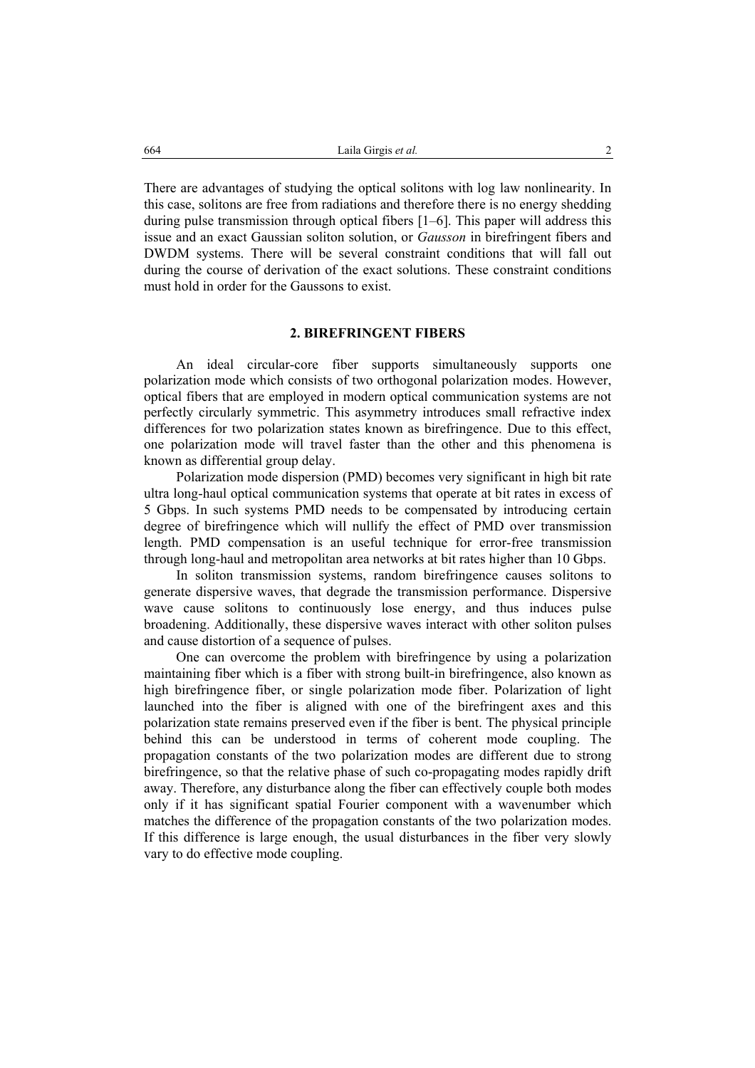There are advantages of studying the optical solitons with log law nonlinearity. In this case, solitons are free from radiations and therefore there is no energy shedding during pulse transmission through optical fibers [1–6]. This paper will address this issue and an exact Gaussian soliton solution, or *Gausson* in birefringent fibers and DWDM systems. There will be several constraint conditions that will fall out during the course of derivation of the exact solutions. These constraint conditions must hold in order for the Gaussons to exist.

## 2. BIREFRINGENT FIBERS

An ideal circular-core fiber supports simultaneously supports one polarization mode which consists of two orthogonal polarization modes. However, optical fibers that are employed in modern optical communication systems are not perfectly circularly symmetric. This asymmetry introduces small refractive index differences for two polarization states known as birefringence. Due to this effect, one polarization mode will travel faster than the other and this phenomena is known as differential group delay.

Polarization mode dispersion (PMD) becomes very significant in high bit rate ultra long-haul optical communication systems that operate at bit rates in excess of 5 Gbps. In such systems PMD needs to be compensated by introducing certain degree of birefringence which will nullify the effect of PMD over transmission length. PMD compensation is an useful technique for error-free transmission through long-haul and metropolitan area networks at bit rates higher than 10 Gbps.

In soliton transmission systems, random birefringence causes solitons to generate dispersive waves, that degrade the transmission performance. Dispersive wave cause solitons to continuously lose energy, and thus induces pulse broadening. Additionally, these dispersive waves interact with other soliton pulses and cause distortion of a sequence of pulses.

One can overcome the problem with birefringence by using a polarization maintaining fiber which is a fiber with strong built-in birefringence, also known as high birefringence fiber, or single polarization mode fiber. Polarization of light launched into the fiber is aligned with one of the birefringent axes and this polarization state remains preserved even if the fiber is bent. The physical principle behind this can be understood in terms of coherent mode coupling. The propagation constants of the two polarization modes are different due to strong birefringence, so that the relative phase of such co-propagating modes rapidly drift away. Therefore, any disturbance along the fiber can effectively couple both modes only if it has significant spatial Fourier component with a wavenumber which matches the difference of the propagation constants of the two polarization modes. If this difference is large enough, the usual disturbances in the fiber very slowly vary to do effective mode coupling.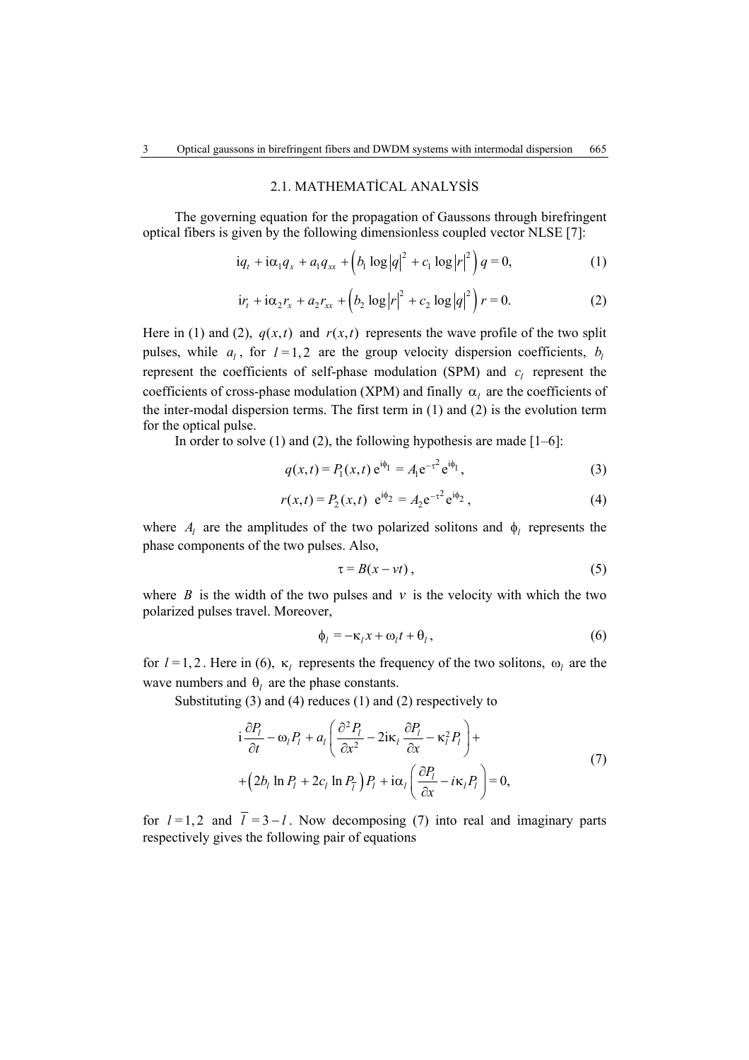## 2.1. MATHEMATİCAL ANALYSİS

The governing equation for the propagation of Gaussons through birefringent optical fibers is given by the following dimensionless coupled vector NLSE [7]:

$$\mathrm{i}q_t + \mathrm{i}\alpha_1 q_x + a_1 q_{xx} + \left(b_1 \log|q|^2 + c_1 \log|r|^2\right) q = 0, \tag{1}$$

$$\mathrm{i}r_t + \mathrm{i}\alpha_2 r_x + a_2 r_{xx} + \left(b_2 \log|r|^2 + c_2 \log|q|^2\right) r = 0. \tag{2}$$

Here in (1) and (2), $q(x,t)$ and $r(x,t)$ represents the wave profile of the two split pulses, while $a_l$, for $l = 1,2$ are the group velocity dispersion coefficients, $b_l$ represent the coefficients of self-phase modulation (SPM) and $c_l$ represent the coefficients of cross-phase modulation (XPM) and finally $\alpha_l$ are the coefficients of the inter-modal dispersion terms. The first term in (1) and (2) is the evolution term for the optical pulse.

In order to solve (1) and (2), the following hypothesis are made [1–6]:

$$q(x,t) = P_1(x,t)\,\mathrm{e}^{\mathrm{i}\phi_1} = A_1 \mathrm{e}^{-\tau^2}\mathrm{e}^{\mathrm{i}\phi_1}, \tag{3}$$

$$r(x,t) = P_2(x,t)\,\mathrm{e}^{\mathrm{i}\phi_2} = A_2 \mathrm{e}^{-\tau^2}\mathrm{e}^{\mathrm{i}\phi_2}, \tag{4}$$

where $A_l$ are the amplitudes of the two polarized solitons and $\phi_l$ represents the phase components of the two pulses. Also,

$$\tau = B(x - vt), \tag{5}$$

where $B$ is the width of the two pulses and $v$ is the velocity with which the two polarized pulses travel. Moreover,

$$\phi_l = -\kappa_l x + \omega_l t + \theta_l, \tag{6}$$

for $l = 1,2$. Here in (6), $\kappa_l$ represents the frequency of the two solitons, $\omega_l$ are the wave numbers and $\theta_l$ are the phase constants.

Substituting (3) and (4) reduces (1) and (2) respectively to

$$\begin{gathered}\mathrm{i}\frac{\partial P_l}{\partial t} - \omega_l P_l + a_l\left(\frac{\partial^2 P_l}{\partial x^2} - 2\mathrm{i}\kappa_l \frac{\partial P_l}{\partial x} - \kappa_l^2 P_l\right) + \\ + \left(2b_l \ln P_l + 2c_l \ln P_{\bar{l}}\right) P_l + \mathrm{i}\alpha_l\left(\frac{\partial P_l}{\partial x} - i\kappa_l P_l\right) = 0,\end{gathered} \tag{7}$$

for $l = 1,2$ and $\bar{l} = 3 - l$. Now decomposing (7) into real and imaginary parts respectively gives the following pair of equations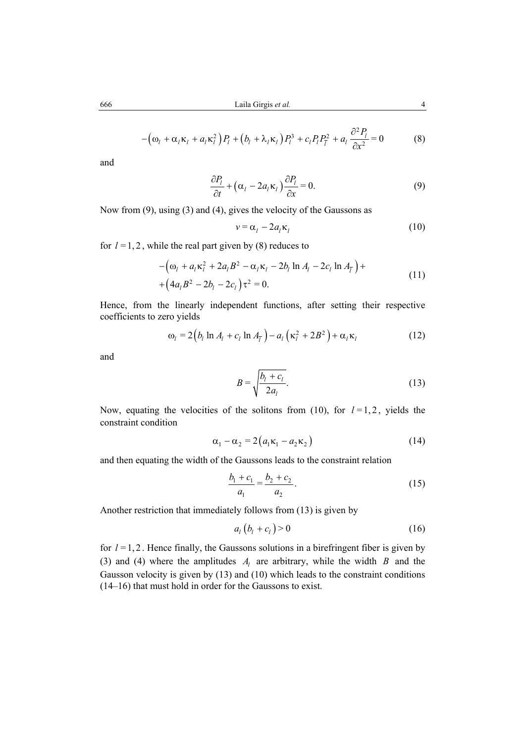$$-\left(\omega_l + \alpha_l \kappa_l + a_l \kappa_l^2\right) P_l + \left(b_l + \lambda_l \kappa_l\right) P_l^3 + c_l P_l P_{\bar{l}}^2 + a_l \frac{\partial^2 P_l}{\partial x^2} = 0 \tag{8}$$

and

$$\frac{\partial P_l}{\partial t} + \left(\alpha_l - 2 a_l \kappa_l\right) \frac{\partial P_l}{\partial x} = 0. \tag{9}$$

Now from (9), using (3) and (4), gives the velocity of the Gaussons as

$$v = \alpha_l - 2 a_l \kappa_l \tag{10}$$

for $l = 1, 2$, while the real part given by (8) reduces to

$$\begin{aligned} &-\left(\omega_l + a_l \kappa_l^2 + 2 a_l B^2 - \alpha_l \kappa_l - 2 b_l \ln A_l - 2 c_l \ln A_{\bar{l}}\right) + \\ &+\left(4 a_l B^2 - 2 b_l - 2 c_l\right) \tau^2 = 0. \end{aligned} \tag{11}$$

Hence, from the linearly independent functions, after setting their respective coefficients to zero yields

$$\omega_l = 2\left(b_l \ln A_l + c_l \ln A_{\bar{l}}\right) - a_l \left(\kappa_l^2 + 2 B^2\right) + \alpha_l \kappa_l \tag{12}$$

and

$$B = \sqrt{\frac{b_l + c_l}{2 a_l}}. \tag{13}$$

Now, equating the velocities of the solitons from (10), for $l = 1, 2$, yields the constraint condition

$$\alpha_1 - \alpha_2 = 2\left(a_1 \kappa_1 - a_2 \kappa_2\right) \tag{14}$$

and then equating the width of the Gaussons leads to the constraint relation

$$\frac{b_1 + c_1}{a_1} = \frac{b_2 + c_2}{a_2}. \tag{15}$$

Another restriction that immediately follows from (13) is given by

$$a_l \left(b_l + c_l\right) > 0 \tag{16}$$

for $l = 1, 2$. Hence finally, the Gaussons solutions in a birefringent fiber is given by (3) and (4) where the amplitudes $A_l$ are arbitrary, while the width $B$ and the Gausson velocity is given by (13) and (10) which leads to the constraint conditions (14–16) that must hold in order for the Gaussons to exist.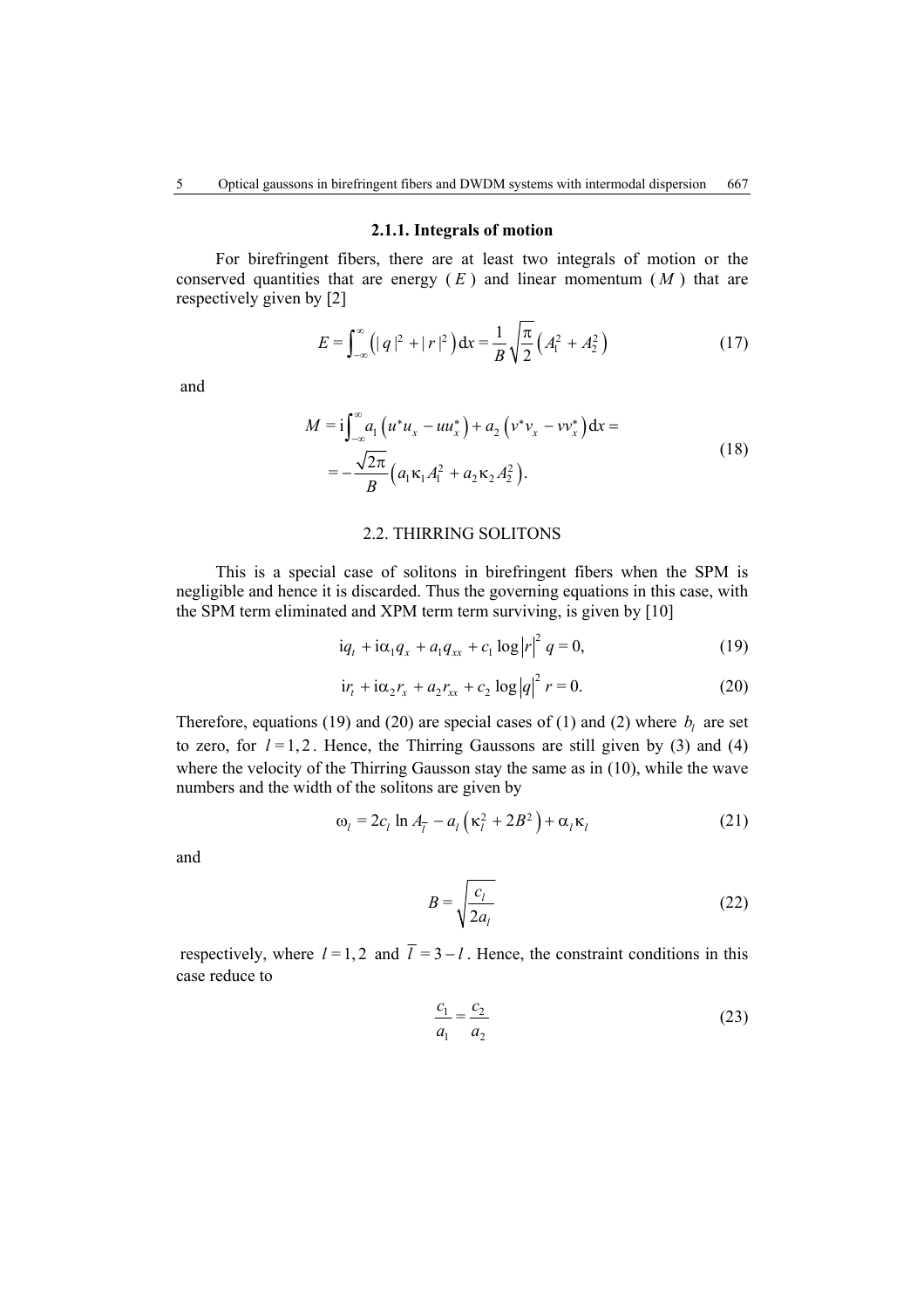### 2.1.1. Integrals of motion

For birefringent fibers, there are at least two integrals of motion or the conserved quantities that are energy ($E$) and linear momentum ($M$) that are respectively given by [2]

$$E = \int_{-\infty}^{\infty} \left( |q|^2 + |r|^2 \right) \mathrm{d}x = \frac{1}{B}\sqrt{\frac{\pi}{2}} \left( A_1^2 + A_2^2 \right) \tag{17}$$

and

$$\begin{aligned} M &= \mathrm{i}\int_{-\infty}^{\infty} a_1 \left( u^* u_x - u u_x^* \right) + a_2 \left( v^* v_x - v v_x^* \right) \mathrm{d}x = \\ &= -\frac{\sqrt{2\pi}}{B} \left( a_1 \kappa_1 A_1^2 + a_2 \kappa_2 A_2^2 \right). \end{aligned} \tag{18}$$

### 2.2. THIRRING SOLITONS

This is a special case of solitons in birefringent fibers when the SPM is negligible and hence it is discarded. Thus the governing equations in this case, with the SPM term eliminated and XPM term term surviving, is given by [10]

$$\mathrm{i}q_t + \mathrm{i}\alpha_1 q_x + a_1 q_{xx} + c_1 \log |r|^2 q = 0, \tag{19}$$

$$\mathrm{i}r_t + \mathrm{i}\alpha_2 r_x + a_2 r_{xx} + c_2 \log |q|^2 r = 0. \tag{20}$$

Therefore, equations (19) and (20) are special cases of (1) and (2) where $b_l$ are set to zero, for $l = 1, 2$. Hence, the Thirring Gaussons are still given by (3) and (4) where the velocity of the Thirring Gausson stay the same as in (10), while the wave numbers and the width of the solitons are given by

$$\omega_l = 2c_l \ln A_{\bar{l}} - a_l \left( \kappa_l^2 + 2B^2 \right) + \alpha_l \kappa_l \tag{21}$$

and

$$B = \sqrt{\frac{c_l}{2a_l}} \tag{22}$$

respectively, where $l = 1, 2$ and $\bar{l} = 3 - l$. Hence, the constraint conditions in this case reduce to

$$\frac{c_1}{a_1} = \frac{c_2}{a_2} \tag{23}$$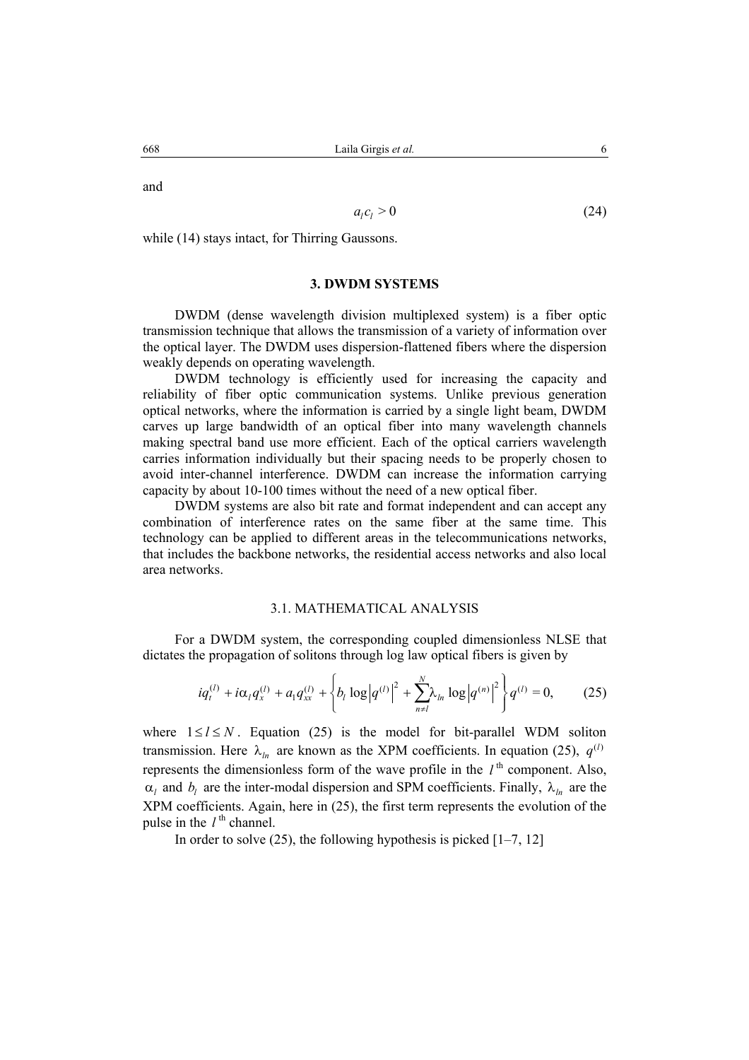and

$$a_l c_l > 0 \tag{24}$$

while (14) stays intact, for Thirring Gaussons.

## 3. DWDM SYSTEMS

DWDM (dense wavelength division multiplexed system) is a fiber optic transmission technique that allows the transmission of a variety of information over the optical layer. The DWDM uses dispersion-flattened fibers where the dispersion weakly depends on operating wavelength.

DWDM technology is efficiently used for increasing the capacity and reliability of fiber optic communication systems. Unlike previous generation optical networks, where the information is carried by a single light beam, DWDM carves up large bandwidth of an optical fiber into many wavelength channels making spectral band use more efficient. Each of the optical carriers wavelength carries information individually but their spacing needs to be properly chosen to avoid inter-channel interference. DWDM can increase the information carrying capacity by about 10-100 times without the need of a new optical fiber.

DWDM systems are also bit rate and format independent and can accept any combination of interference rates on the same fiber at the same time. This technology can be applied to different areas in the telecommunications networks, that includes the backbone networks, the residential access networks and also local area networks.

### 3.1. MATHEMATICAL ANALYSIS

For a DWDM system, the corresponding coupled dimensionless NLSE that dictates the propagation of solitons through log law optical fibers is given by

$$iq_t^{(l)} + i\alpha_l q_x^{(l)} + a_1 q_{xx}^{(l)} + \left\{ b_l \log\left|q^{(l)}\right|^2 + \sum_{n \neq l}^{N} \lambda_{ln} \log\left|q^{(n)}\right|^2 \right\} q^{(l)} = 0, \tag{25}$$

where $1 \leq l \leq N$. Equation (25) is the model for bit-parallel WDM soliton transmission. Here $\lambda_{ln}$ are known as the XPM coefficients. In equation (25), $q^{(l)}$ represents the dimensionless form of the wave profile in the $l^{\text{th}}$ component. Also, $\alpha_l$ and $b_l$ are the inter-modal dispersion and SPM coefficients. Finally, $\lambda_{ln}$ are the XPM coefficients. Again, here in (25), the first term represents the evolution of the pulse in the $l^{\text{th}}$ channel.

In order to solve (25), the following hypothesis is picked [1–7, 12]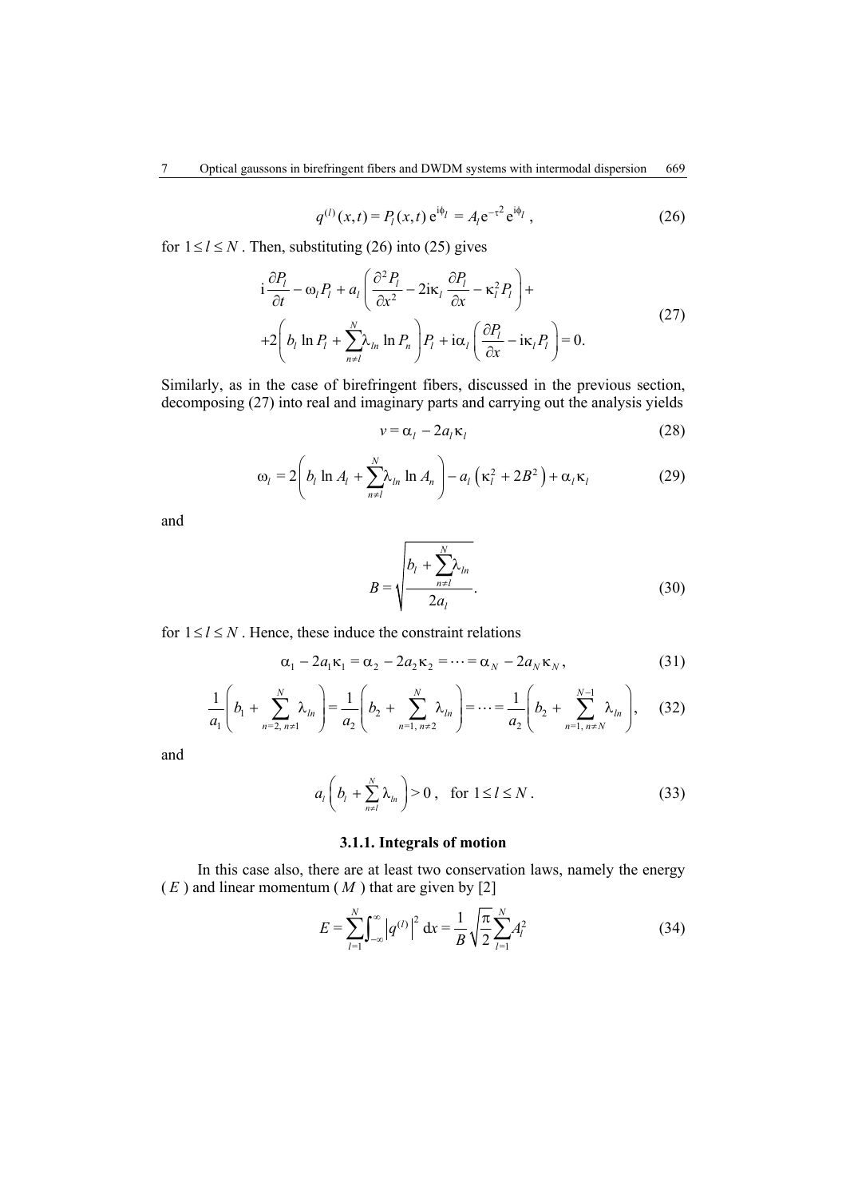$$q^{(l)}(x,t) = P_l(x,t)\,\mathrm{e}^{\mathrm{i}\phi_l} = A_l \mathrm{e}^{-\tau^2}\mathrm{e}^{\mathrm{i}\phi_l}, \tag{26}$$

for $1 \le l \le N$. Then, substituting (26) into (25) gives

$$\begin{aligned}
&\mathrm{i}\frac{\partial P_l}{\partial t} - \omega_l P_l + a_l\left(\frac{\partial^2 P_l}{\partial x^2} - 2\mathrm{i}\kappa_l \frac{\partial P_l}{\partial x} - \kappa_l^2 P_l\right) + \\
&+2\left(b_l \ln P_l + \sum_{n\neq l}^{N} \lambda_{ln} \ln P_n\right) P_l + \mathrm{i}\alpha_l\left(\frac{\partial P_l}{\partial x} - \mathrm{i}\kappa_l P_l\right) = 0.
\end{aligned} \tag{27}$$

Similarly, as in the case of birefringent fibers, discussed in the previous section, decomposing (27) into real and imaginary parts and carrying out the analysis yields

$$v = \alpha_l - 2a_l\kappa_l \tag{28}$$

$$\omega_l = 2\left(b_l \ln A_l + \sum_{n\neq l}^{N} \lambda_{ln} \ln A_n\right) - a_l\left(\kappa_l^2 + 2B^2\right) + \alpha_l\kappa_l \tag{29}$$

and

$$B = \sqrt{\frac{b_l + \sum_{n\neq l}^{N} \lambda_{ln}}{2a_l}}. \tag{30}$$

for $1 \le l \le N$. Hence, these induce the constraint relations

$$\alpha_1 - 2a_1\kappa_1 = \alpha_2 - 2a_2\kappa_2 = \cdots = \alpha_N - 2a_N\kappa_N, \tag{31}$$

$$\frac{1}{a_1}\left(b_1 + \sum_{n=2,\, n\neq 1}^{N} \lambda_{ln}\right) = \frac{1}{a_2}\left(b_2 + \sum_{n=1,\, n\neq 2}^{N} \lambda_{ln}\right) = \cdots = \frac{1}{a_2}\left(b_2 + \sum_{n=1,\, n\neq N}^{N-1} \lambda_{ln}\right), \tag{32}$$

and

$$a_l\left(b_l + \sum_{n\neq l}^{N} \lambda_{ln}\right) > 0, \quad \text{for } 1 \le l \le N. \tag{33}$$

### 3.1.1. Integrals of motion

In this case also, there are at least two conservation laws, namely the energy ($E$) and linear momentum ($M$) that are given by [2]

$$E = \sum_{l=1}^{N} \int_{-\infty}^{\infty} \left|q^{(l)}\right|^2 \mathrm{d}x = \frac{1}{B}\sqrt{\frac{\pi}{2}} \sum_{l=1}^{N} A_l^2 \tag{34}$$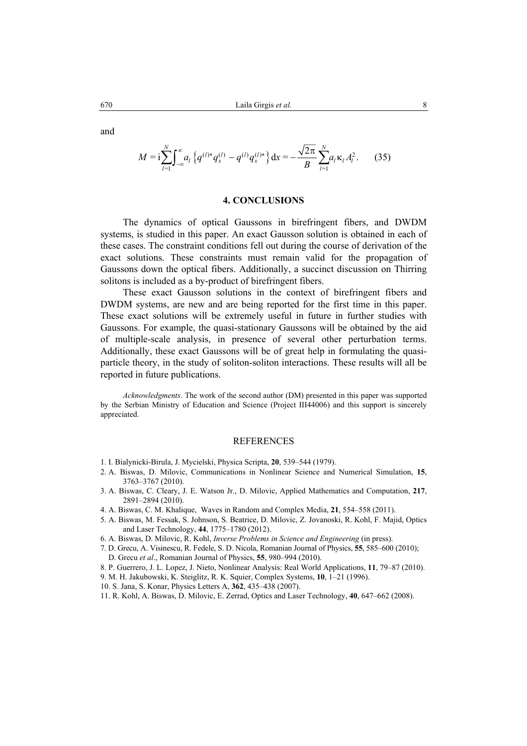and

$$M = \mathrm{i}\sum_{l=1}^{N}\int_{-\infty}^{\infty} a_l \left\{ q^{(l)*} q_x^{(l)} - q^{(l)} q_x^{(l)*} \right\} \mathrm{d}x = -\frac{\sqrt{2\pi}}{B}\sum_{l=1}^{N} a_l \kappa_l A_l^2. \qquad (35)$$

## 4. CONCLUSIONS

The dynamics of optical Gaussons in birefringent fibers, and DWDM systems, is studied in this paper. An exact Gausson solution is obtained in each of these cases. The constraint conditions fell out during the course of derivation of the exact solutions. These constraints must remain valid for the propagation of Gaussons down the optical fibers. Additionally, a succinct discussion on Thirring solitons is included as a by-product of birefringent fibers.

These exact Gausson solutions in the context of birefringent fibers and DWDM systems, are new and are being reported for the first time in this paper. These exact solutions will be extremely useful in future in further studies with Gaussons. For example, the quasi-stationary Gaussons will be obtained by the aid of multiple-scale analysis, in presence of several other perturbation terms. Additionally, these exact Gaussons will be of great help in formulating the quasi-particle theory, in the study of soliton-soliton interactions. These results will all be reported in future publications.

*Acknowledgments*. The work of the second author (DM) presented in this paper was supported by the Serbian Ministry of Education and Science (Project III44006) and this support is sincerely appreciated.

## REFERENCES

1. I. Bialynicki-Birula, J. Mycielski, Physica Scripta, **20**, 539–544 (1979).
2. A. Biswas, D. Milovic, Communications in Nonlinear Science and Numerical Simulation, **15**, 3763–3767 (2010).
3. A. Biswas, C. Cleary, J. E. Watson Jr., D. Milovic, Applied Mathematics and Computation, **217**, 2891–2894 (2010).
4. A. Biswas, C. M. Khalique, Waves in Random and Complex Media, **21**, 554–558 (2011).
5. A. Biswas, M. Fessak, S. Johnson, S. Beatrice, D. Milovic, Z. Jovanoski, R. Kohl, F. Majid, Optics and Laser Technology, **44**, 1775–1780 (2012).
6. A. Biswas, D. Milovic, R. Kohl, *Inverse Problems in Science and Engineering* (in press).
7. D. Grecu, A. Visinescu, R. Fedele, S. D. Nicola, Romanian Journal of Physics, **55**, 585–600 (2010); D. Grecu *et al*., Romanian Journal of Physics, **55**, 980–994 (2010).
8. P. Guerrero, J. L. Lopez, J. Nieto, Nonlinear Analysis: Real World Applications, **11**, 79–87 (2010).
9. M. H. Jakubowski, K. Steiglitz, R. K. Squier, Complex Systems, **10**, 1–21 (1996).
10. S. Jana, S. Konar, Physics Letters A, **362**, 435–438 (2007).
11. R. Kohl, A. Biswas, D. Milovic, E. Zerrad, Optics and Laser Technology, **40**, 647–662 (2008).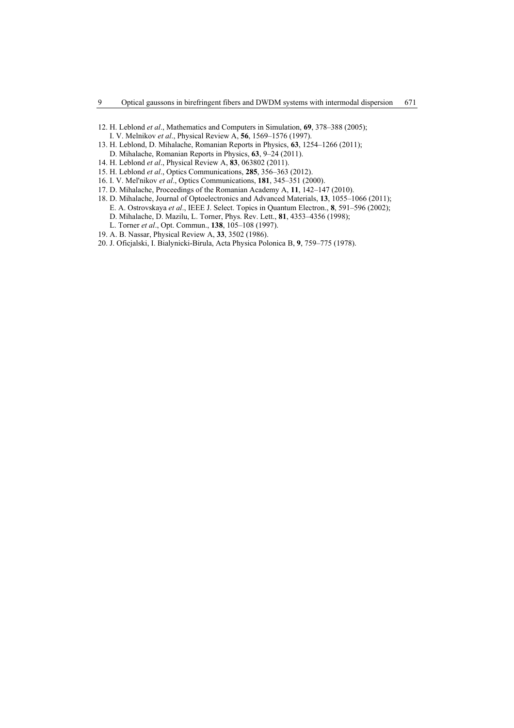12. H. Leblond *et al*., Mathematics and Computers in Simulation, **69**, 378–388 (2005);
    I. V. Melnikov *et al*., Physical Review A, **56**, 1569–1576 (1997).
13. H. Leblond, D. Mihalache, Romanian Reports in Physics, **63**, 1254–1266 (2011);
    D. Mihalache, Romanian Reports in Physics, **63**, 9–24 (2011).
14. H. Leblond *et al*., Physical Review A, **83**, 063802 (2011).
15. H. Leblond *et al*., Optics Communications, **285**, 356–363 (2012).
16. I. V. Mel'nikov *et al*., Optics Communications, **181**, 345–351 (2000).
17. D. Mihalache, Proceedings of the Romanian Academy A, **11**, 142–147 (2010).
18. D. Mihalache, Journal of Optoelectronics and Advanced Materials, **13**, 1055–1066 (2011);
    E. A. Ostrovskaya *et al*., IEEE J. Select. Topics in Quantum Electron., **8**, 591–596 (2002);
    D. Mihalache, D. Mazilu, L. Torner, Phys. Rev. Lett., **81**, 4353–4356 (1998);
    L. Torner *et al*., Opt. Commun., **138**, 105–108 (1997).
19. A. B. Nassar, Physical Review A, **33**, 3502 (1986).
20. J. Oficjalski, I. Bialynicki-Birula, Acta Physica Polonica B, **9**, 759–775 (1978).